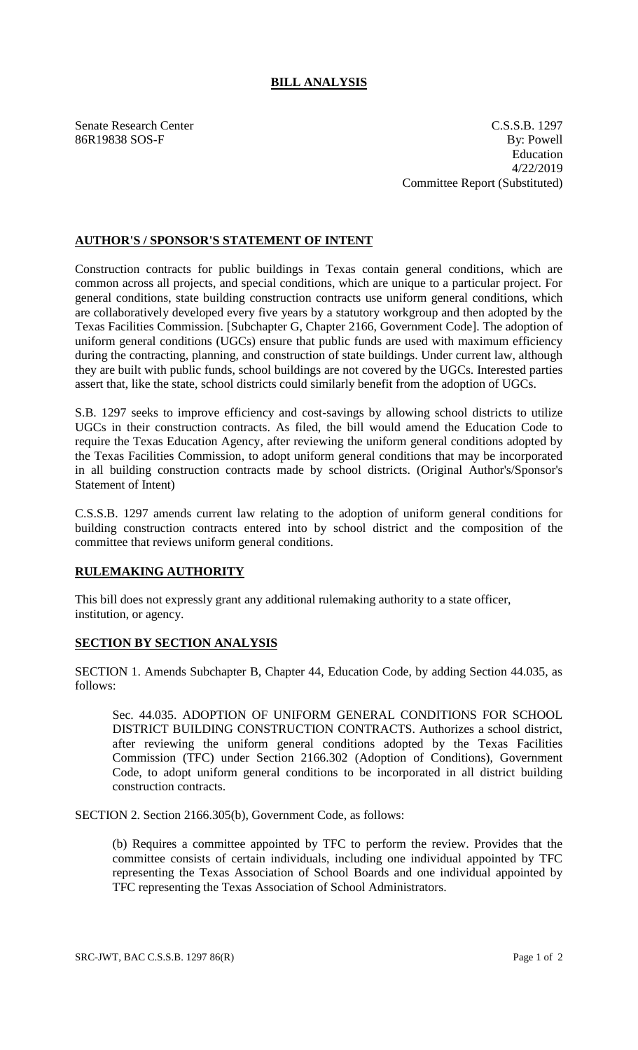# BILL ANALYSIS

Senate Research Center C.S.S.B. 1297
86R19838 SOS-F By: Powell
Education
4/22/2019
Committee Report (Substituted)

## AUTHOR'S / SPONSOR'S STATEMENT OF INTENT

Construction contracts for public buildings in Texas contain general conditions, which are common across all projects, and special conditions, which are unique to a particular project. For general conditions, state building construction contracts use uniform general conditions, which are collaboratively developed every five years by a statutory workgroup and then adopted by the Texas Facilities Commission. [Subchapter G, Chapter 2166, Government Code]. The adoption of uniform general conditions (UGCs) ensure that public funds are used with maximum efficiency during the contracting, planning, and construction of state buildings. Under current law, although they are built with public funds, school buildings are not covered by the UGCs. Interested parties assert that, like the state, school districts could similarly benefit from the adoption of UGCs.

S.B. 1297 seeks to improve efficiency and cost-savings by allowing school districts to utilize UGCs in their construction contracts. As filed, the bill would amend the Education Code to require the Texas Education Agency, after reviewing the uniform general conditions adopted by the Texas Facilities Commission, to adopt uniform general conditions that may be incorporated in all building construction contracts made by school districts. (Original Author's/Sponsor's Statement of Intent)

C.S.S.B. 1297 amends current law relating to the adoption of uniform general conditions for building construction contracts entered into by school district and the composition of the committee that reviews uniform general conditions.

## RULEMAKING AUTHORITY

This bill does not expressly grant any additional rulemaking authority to a state officer, institution, or agency.

## SECTION BY SECTION ANALYSIS

SECTION 1. Amends Subchapter B, Chapter 44, Education Code, by adding Section 44.035, as follows:

Sec. 44.035. ADOPTION OF UNIFORM GENERAL CONDITIONS FOR SCHOOL DISTRICT BUILDING CONSTRUCTION CONTRACTS. Authorizes a school district, after reviewing the uniform general conditions adopted by the Texas Facilities Commission (TFC) under Section 2166.302 (Adoption of Conditions), Government Code, to adopt uniform general conditions to be incorporated in all district building construction contracts.

SECTION 2. Section 2166.305(b), Government Code, as follows:

(b) Requires a committee appointed by TFC to perform the review. Provides that the committee consists of certain individuals, including one individual appointed by TFC representing the Texas Association of School Boards and one individual appointed by TFC representing the Texas Association of School Administrators.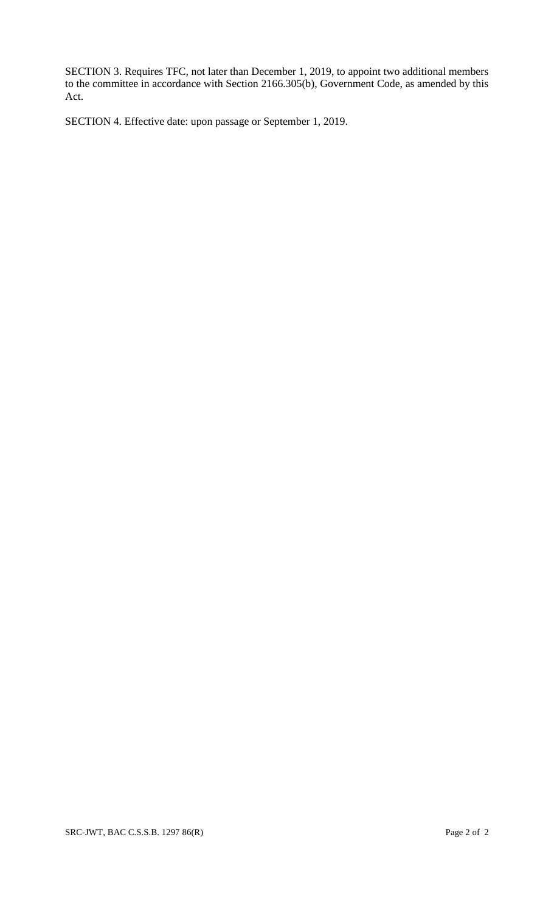SECTION 3. Requires TFC, not later than December 1, 2019, to appoint two additional members to the committee in accordance with Section 2166.305(b), Government Code, as amended by this Act.

SECTION 4. Effective date: upon passage or September 1, 2019.